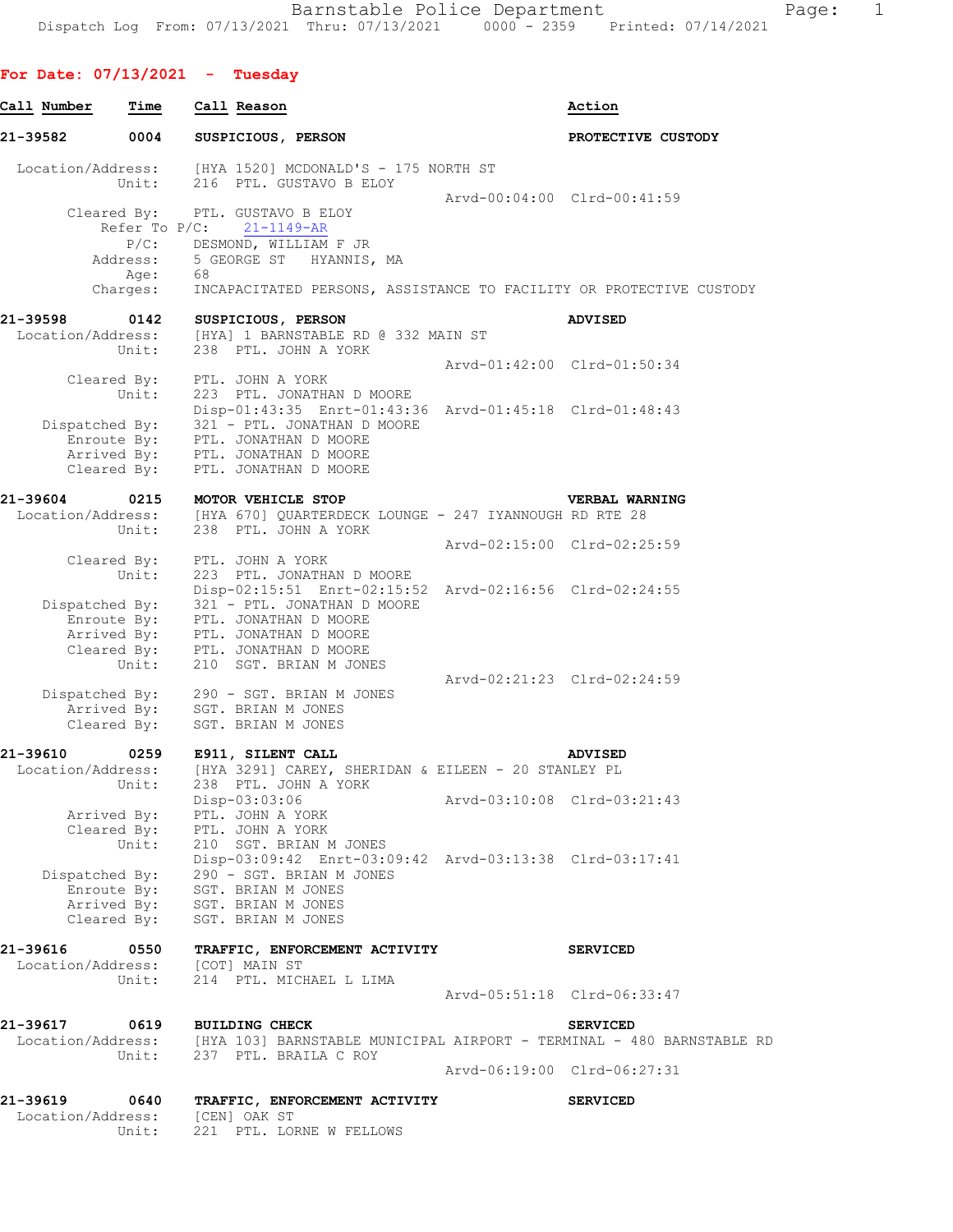## For Date: 07/13/2021 - Tuesday

| Call Number | Time | Call Reason | Action |
|---|---|---|---|

**21-39582 0004 SUSPICIOUS, PERSON — PROTECTIVE CUSTODY**

```
Location/Address:   [HYA 1520] MCDONALD'S - 175 NORTH ST
           Unit:    216  PTL. GUSTAVO B ELOY
                                           Arvd-00:04:00  Clrd-00:41:59
     Cleared By:    PTL. GUSTAVO B ELOY
   Refer To P/C:    21-1149-AR
            P/C:    DESMOND, WILLIAM F JR
        Address:    5 GEORGE ST   HYANNIS, MA
            Age:    68
        Charges:    INCAPACITATED PERSONS, ASSISTANCE TO FACILITY OR PROTECTIVE CUSTODY
```

**21-39598 0142 SUSPICIOUS, PERSON — ADVISED**

```
Location/Address:   [HYA] 1 BARNSTABLE RD @ 332 MAIN ST
           Unit:    238  PTL. JOHN A YORK
                                           Arvd-01:42:00  Clrd-01:50:34
     Cleared By:    PTL. JOHN A YORK
           Unit:    223  PTL. JONATHAN D MOORE
                    Disp-01:43:35  Enrt-01:43:36  Arvd-01:45:18  Clrd-01:48:43
  Dispatched By:    321 - PTL. JONATHAN D MOORE
     Enroute By:    PTL. JONATHAN D MOORE
     Arrived By:    PTL. JONATHAN D MOORE
     Cleared By:    PTL. JONATHAN D MOORE
```

**21-39604 0215 MOTOR VEHICLE STOP — VERBAL WARNING**

```
Location/Address:   [HYA 670] QUARTERDECK LOUNGE - 247 IYANNOUGH RD RTE 28
           Unit:    238  PTL. JOHN A YORK
                                           Arvd-02:15:00  Clrd-02:25:59
     Cleared By:    PTL. JOHN A YORK
           Unit:    223  PTL. JONATHAN D MOORE
                    Disp-02:15:51  Enrt-02:15:52  Arvd-02:16:56  Clrd-02:24:55
  Dispatched By:    321 - PTL. JONATHAN D MOORE
     Enroute By:    PTL. JONATHAN D MOORE
     Arrived By:    PTL. JONATHAN D MOORE
     Cleared By:    PTL. JONATHAN D MOORE
           Unit:    210  SGT. BRIAN M JONES
                                           Arvd-02:21:23  Clrd-02:24:59
  Dispatched By:    290 - SGT. BRIAN M JONES
     Arrived By:    SGT. BRIAN M JONES
     Cleared By:    SGT. BRIAN M JONES
```

**21-39610 0259 E911, SILENT CALL — ADVISED**

```
Location/Address:   [HYA 3291] CAREY, SHERIDAN & EILEEN - 20 STANLEY PL
           Unit:    238  PTL. JOHN A YORK
                    Disp-03:03:06                  Arvd-03:10:08  Clrd-03:21:43
     Arrived By:    PTL. JOHN A YORK
     Cleared By:    PTL. JOHN A YORK
           Unit:    210  SGT. BRIAN M JONES
                    Disp-03:09:42  Enrt-03:09:42  Arvd-03:13:38  Clrd-03:17:41
  Dispatched By:    290 - SGT. BRIAN M JONES
     Enroute By:    SGT. BRIAN M JONES
     Arrived By:    SGT. BRIAN M JONES
     Cleared By:    SGT. BRIAN M JONES
```

**21-39616 0550 TRAFFIC, ENFORCEMENT ACTIVITY — SERVICED**

```
Location/Address:   [COT] MAIN ST
           Unit:    214  PTL. MICHAEL L LIMA
                                           Arvd-05:51:18  Clrd-06:33:47
```

**21-39617 0619 BUILDING CHECK — SERVICED**

```
Location/Address:   [HYA 103] BARNSTABLE MUNICIPAL AIRPORT - TERMINAL - 480 BARNSTABLE RD
           Unit:    237  PTL. BRAILA C ROY
                                           Arvd-06:19:00  Clrd-06:27:31
```

**21-39619 0640 TRAFFIC, ENFORCEMENT ACTIVITY — SERVICED**

```
Location/Address:   [CEN] OAK ST
           Unit:    221  PTL. LORNE W FELLOWS
```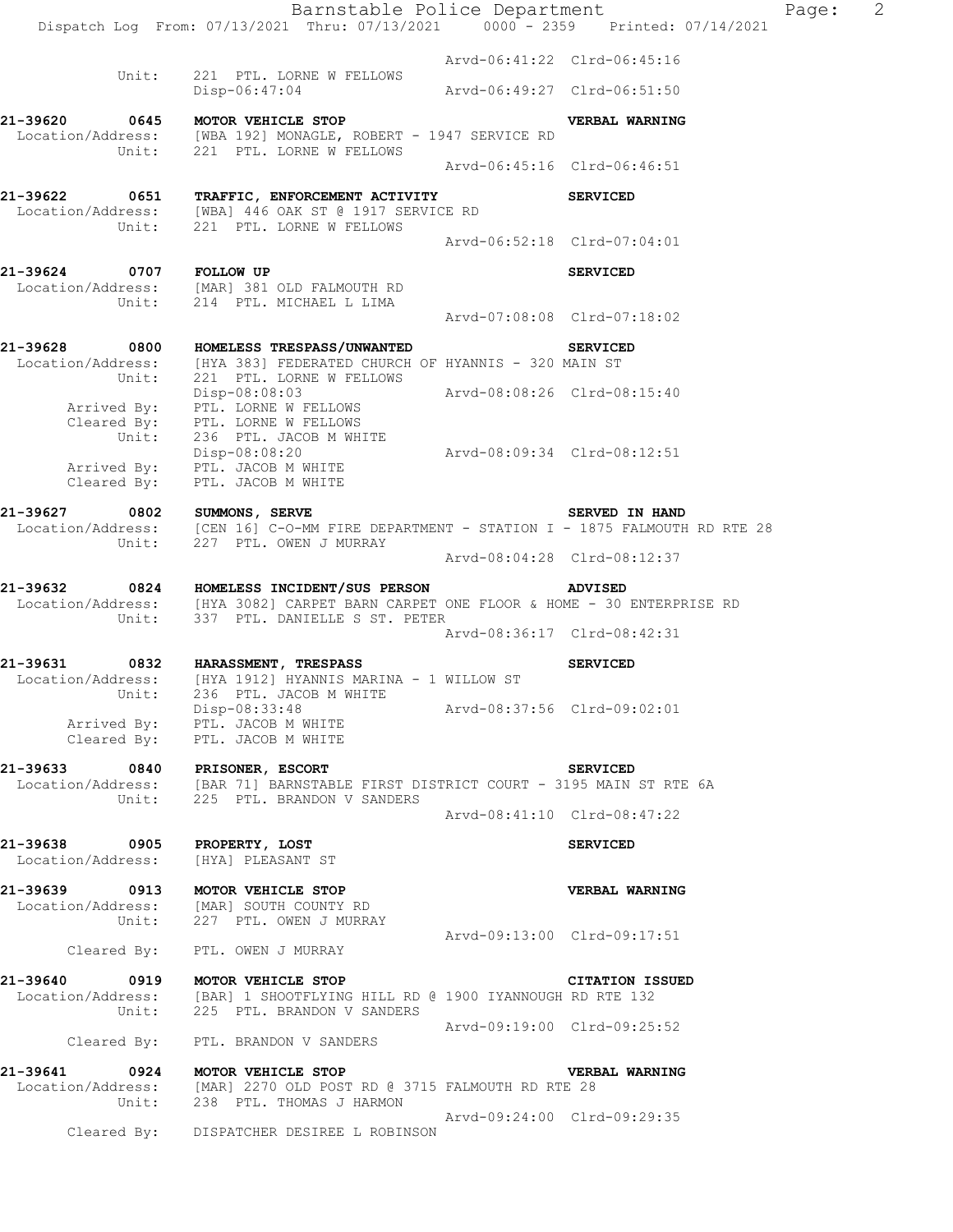Arvd-06:41:22 Clrd-06:45:16
Unit: 221 PTL. LORNE W FELLOWS
Disp-06:47:04 Arvd-06:49:27 Clrd-06:51:50

**21-39620 0645 MOTOR VEHICLE STOP** **VERBAL WARNING**
Location/Address: [WBA 192] MONAGLE, ROBERT - 1947 SERVICE RD
Unit: 221 PTL. LORNE W FELLOWS
Arvd-06:45:16 Clrd-06:46:51

**21-39622 0651 TRAFFIC, ENFORCEMENT ACTIVITY** **SERVICED**
Location/Address: [WBA] 446 OAK ST @ 1917 SERVICE RD
Unit: 221 PTL. LORNE W FELLOWS
Arvd-06:52:18 Clrd-07:04:01

**21-39624 0707 FOLLOW UP** **SERVICED**
Location/Address: [MAR] 381 OLD FALMOUTH RD
Unit: 214 PTL. MICHAEL L LIMA
Arvd-07:08:08 Clrd-07:18:02

**21-39628 0800 HOMELESS TRESPASS/UNWANTED** **SERVICED**
Location/Address: [HYA 383] FEDERATED CHURCH OF HYANNIS - 320 MAIN ST
Unit: 221 PTL. LORNE W FELLOWS
Disp-08:08:03 Arvd-08:08:26 Clrd-08:15:40
Arrived By: PTL. LORNE W FELLOWS
Cleared By: PTL. LORNE W FELLOWS
Unit: 236 PTL. JACOB M WHITE
Disp-08:08:20 Arvd-08:09:34 Clrd-08:12:51
Arrived By: PTL. JACOB M WHITE
Cleared By: PTL. JACOB M WHITE

**21-39627 0802 SUMMONS, SERVE** **SERVED IN HAND**
Location/Address: [CEN 16] C-O-MM FIRE DEPARTMENT - STATION I - 1875 FALMOUTH RD RTE 28
Unit: 227 PTL. OWEN J MURRAY
Arvd-08:04:28 Clrd-08:12:37

**21-39632 0824 HOMELESS INCIDENT/SUS PERSON** **ADVISED**
Location/Address: [HYA 3082] CARPET BARN CARPET ONE FLOOR & HOME - 30 ENTERPRISE RD
Unit: 337 PTL. DANIELLE S ST. PETER
Arvd-08:36:17 Clrd-08:42:31

**21-39631 0832 HARASSMENT, TRESPASS** **SERVICED**
Location/Address: [HYA 1912] HYANNIS MARINA - 1 WILLOW ST
Unit: 236 PTL. JACOB M WHITE
Disp-08:33:48 Arvd-08:37:56 Clrd-09:02:01
Arrived By: PTL. JACOB M WHITE
Cleared By: PTL. JACOB M WHITE

**21-39633 0840 PRISONER, ESCORT** **SERVICED**
Location/Address: [BAR 71] BARNSTABLE FIRST DISTRICT COURT - 3195 MAIN ST RTE 6A
Unit: 225 PTL. BRANDON V SANDERS
Arvd-08:41:10 Clrd-08:47:22

**21-39638 0905 PROPERTY, LOST** **SERVICED**
Location/Address: [HYA] PLEASANT ST

**21-39639 0913 MOTOR VEHICLE STOP** **VERBAL WARNING**
Location/Address: [MAR] SOUTH COUNTY RD
Unit: 227 PTL. OWEN J MURRAY
Arvd-09:13:00 Clrd-09:17:51
Cleared By: PTL. OWEN J MURRAY

**21-39640 0919 MOTOR VEHICLE STOP** **CITATION ISSUED**
Location/Address: [BAR] 1 SHOOTFLYING HILL RD @ 1900 IYANNOUGH RD RTE 132
Unit: 225 PTL. BRANDON V SANDERS
Arvd-09:19:00 Clrd-09:25:52
Cleared By: PTL. BRANDON V SANDERS

**21-39641 0924 MOTOR VEHICLE STOP** **VERBAL WARNING**
Location/Address: [MAR] 2270 OLD POST RD @ 3715 FALMOUTH RD RTE 28
Unit: 238 PTL. THOMAS J HARMON
Arvd-09:24:00 Clrd-09:29:35
Cleared By: DISPATCHER DESIREE L ROBINSON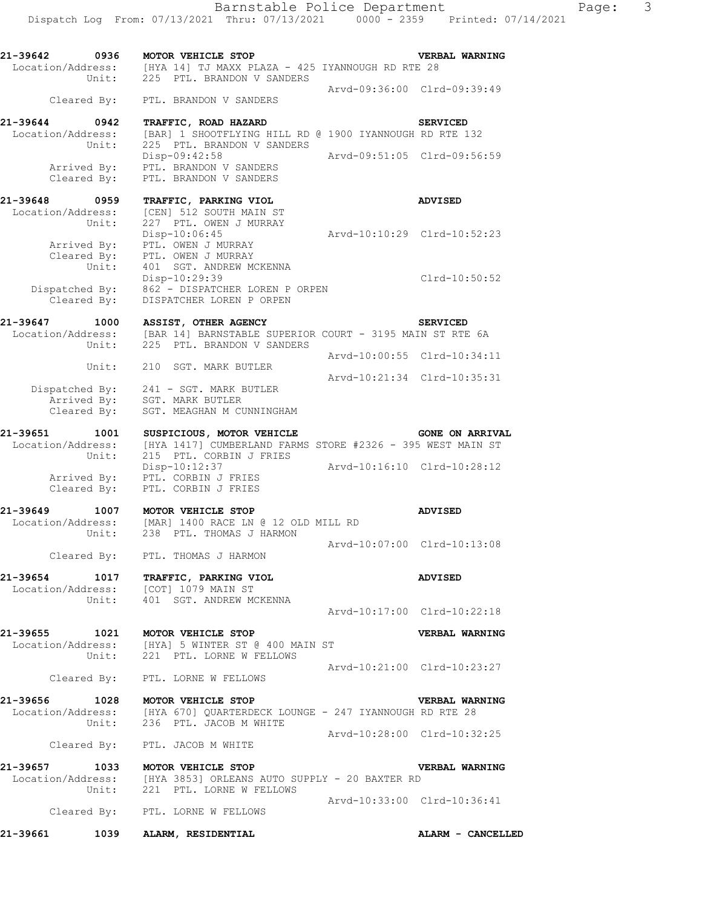```
21-39642    0936    MOTOR VEHICLE STOP                                    VERBAL WARNING
 Location/Address:    [HYA 14] TJ MAXX PLAZA - 425 IYANNOUGH RD RTE 28
            Unit:     225  PTL. BRANDON V SANDERS
                                                       Arvd-09:36:00  Clrd-09:39:49
       Cleared By:    PTL. BRANDON V SANDERS

21-39644    0942    TRAFFIC, ROAD HAZARD                                  SERVICED
 Location/Address:    [BAR] 1 SHOOTFLYING HILL RD @ 1900 IYANNOUGH RD RTE 132
            Unit:     225  PTL. BRANDON V SANDERS
                      Disp-09:42:58                    Arvd-09:51:05  Clrd-09:56:59
       Arrived By:    PTL. BRANDON V SANDERS
       Cleared By:    PTL. BRANDON V SANDERS

21-39648    0959    TRAFFIC, PARKING VIOL                                 ADVISED
 Location/Address:    [CEN] 512 SOUTH MAIN ST
            Unit:     227  PTL. OWEN J MURRAY
                      Disp-10:06:45                    Arvd-10:10:29  Clrd-10:52:23
       Arrived By:    PTL. OWEN J MURRAY
       Cleared By:    PTL. OWEN J MURRAY
            Unit:     401  SGT. ANDREW MCKENNA
                      Disp-10:29:39                                   Clrd-10:50:52
    Dispatched By:    862 - DISPATCHER LOREN P ORPEN
       Cleared By:    DISPATCHER LOREN P ORPEN

21-39647    1000    ASSIST, OTHER AGENCY                                  SERVICED
 Location/Address:    [BAR 14] BARNSTABLE SUPERIOR COURT - 3195 MAIN ST RTE 6A
            Unit:     225  PTL. BRANDON V SANDERS
                                                       Arvd-10:00:55  Clrd-10:34:11
            Unit:     210  SGT. MARK BUTLER
                                                       Arvd-10:21:34  Clrd-10:35:31
    Dispatched By:    241 - SGT. MARK BUTLER
       Arrived By:    SGT. MARK BUTLER
       Cleared By:    SGT. MEAGHAN M CUNNINGHAM

21-39651    1001    SUSPICIOUS, MOTOR VEHICLE                             GONE ON ARRIVAL
 Location/Address:    [HYA 1417] CUMBERLAND FARMS STORE #2326 - 395 WEST MAIN ST
            Unit:     215  PTL. CORBIN J FRIES
                      Disp-10:12:37                    Arvd-10:16:10  Clrd-10:28:12
       Arrived By:    PTL. CORBIN J FRIES
       Cleared By:    PTL. CORBIN J FRIES

21-39649    1007    MOTOR VEHICLE STOP                                    ADVISED
 Location/Address:    [MAR] 1400 RACE LN @ 12 OLD MILL RD
            Unit:     238  PTL. THOMAS J HARMON
                                                       Arvd-10:07:00  Clrd-10:13:08
       Cleared By:    PTL. THOMAS J HARMON

21-39654    1017    TRAFFIC, PARKING VIOL                                 ADVISED
 Location/Address:    [COT] 1079 MAIN ST
            Unit:     401  SGT. ANDREW MCKENNA
                                                       Arvd-10:17:00  Clrd-10:22:18

21-39655    1021    MOTOR VEHICLE STOP                                    VERBAL WARNING
 Location/Address:    [HYA] 5 WINTER ST @ 400 MAIN ST
            Unit:     221  PTL. LORNE W FELLOWS
                                                       Arvd-10:21:00  Clrd-10:23:27
       Cleared By:    PTL. LORNE W FELLOWS

21-39656    1028    MOTOR VEHICLE STOP                                    VERBAL WARNING
 Location/Address:    [HYA 670] QUARTERDECK LOUNGE - 247 IYANNOUGH RD RTE 28
            Unit:     236  PTL. JACOB M WHITE
                                                       Arvd-10:28:00  Clrd-10:32:25
       Cleared By:    PTL. JACOB M WHITE

21-39657    1033    MOTOR VEHICLE STOP                                    VERBAL WARNING
 Location/Address:    [HYA 3853] ORLEANS AUTO SUPPLY - 20 BAXTER RD
            Unit:     221  PTL. LORNE W FELLOWS
                                                       Arvd-10:33:00  Clrd-10:36:41
       Cleared By:    PTL. LORNE W FELLOWS

21-39661    1039    ALARM, RESIDENTIAL                                    ALARM - CANCELLED
```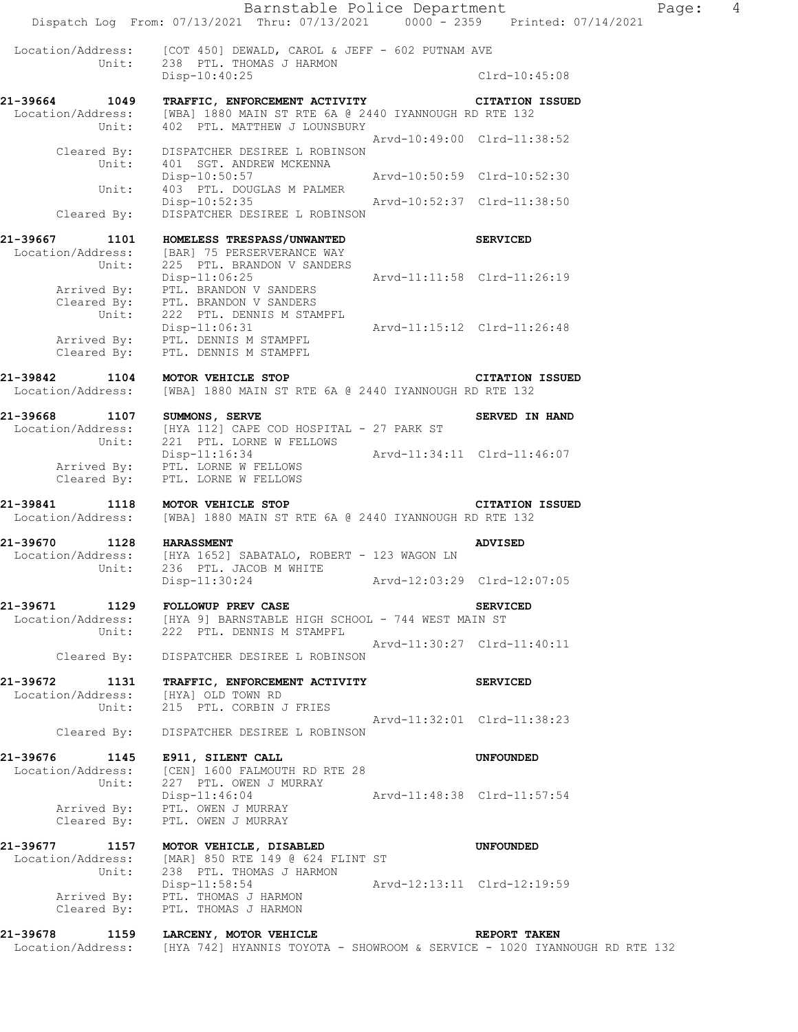Location/Address: [COT 450] DEWALD, CAROL & JEFF - 602 PUTNAM AVE
Unit: 238 PTL. THOMAS J HARMON
Disp-10:40:25 Clrd-10:45:08

**21-39664 1049 TRAFFIC, ENFORCEMENT ACTIVITY CITATION ISSUED**
Location/Address: [WBA] 1880 MAIN ST RTE 6A @ 2440 IYANNOUGH RD RTE 132
Unit: 402 PTL. MATTHEW J LOUNSBURY
Arvd-10:49:00 Clrd-11:38:52
Cleared By: DISPATCHER DESIREE L ROBINSON
Unit: 401 SGT. ANDREW MCKENNA
Disp-10:50:57 Arvd-10:50:59 Clrd-10:52:30
Unit: 403 PTL. DOUGLAS M PALMER
Disp-10:52:35 Arvd-10:52:37 Clrd-11:38:50
Cleared By: DISPATCHER DESIREE L ROBINSON

**21-39667 1101 HOMELESS TRESPASS/UNWANTED SERVICED**
Location/Address: [BAR] 75 PERSERVERANCE WAY
Unit: 225 PTL. BRANDON V SANDERS
Disp-11:06:25 Arvd-11:11:58 Clrd-11:26:19
Arrived By: PTL. BRANDON V SANDERS
Cleared By: PTL. BRANDON V SANDERS
Unit: 222 PTL. DENNIS M STAMPFL
Disp-11:06:31 Arvd-11:15:12 Clrd-11:26:48
Arrived By: PTL. DENNIS M STAMPFL
Cleared By: PTL. DENNIS M STAMPFL

**21-39842 1104 MOTOR VEHICLE STOP CITATION ISSUED**
Location/Address: [WBA] 1880 MAIN ST RTE 6A @ 2440 IYANNOUGH RD RTE 132

**21-39668 1107 SUMMONS, SERVE SERVED IN HAND**
Location/Address: [HYA 112] CAPE COD HOSPITAL - 27 PARK ST
Unit: 221 PTL. LORNE W FELLOWS
Disp-11:16:34 Arvd-11:34:11 Clrd-11:46:07
Arrived By: PTL. LORNE W FELLOWS
Cleared By: PTL. LORNE W FELLOWS

**21-39841 1118 MOTOR VEHICLE STOP CITATION ISSUED**
Location/Address: [WBA] 1880 MAIN ST RTE 6A @ 2440 IYANNOUGH RD RTE 132

**21-39670 1128 HARASSMENT ADVISED**
Location/Address: [HYA 1652] SABATALO, ROBERT - 123 WAGON LN
Unit: 236 PTL. JACOB M WHITE
Disp-11:30:24 Arvd-12:03:29 Clrd-12:07:05

**21-39671 1129 FOLLOWUP PREV CASE SERVICED**
Location/Address: [HYA 9] BARNSTABLE HIGH SCHOOL - 744 WEST MAIN ST
Unit: 222 PTL. DENNIS M STAMPFL
Arvd-11:30:27 Clrd-11:40:11
Cleared By: DISPATCHER DESIREE L ROBINSON

**21-39672 1131 TRAFFIC, ENFORCEMENT ACTIVITY SERVICED**
Location/Address: [HYA] OLD TOWN RD
Unit: 215 PTL. CORBIN J FRIES
Arvd-11:32:01 Clrd-11:38:23
Cleared By: DISPATCHER DESIREE L ROBINSON

**21-39676 1145 E911, SILENT CALL UNFOUNDED**
Location/Address: [CEN] 1600 FALMOUTH RD RTE 28
Unit: 227 PTL. OWEN J MURRAY
Disp-11:46:04 Arvd-11:48:38 Clrd-11:57:54
Arrived By: PTL. OWEN J MURRAY
Cleared By: PTL. OWEN J MURRAY

**21-39677 1157 MOTOR VEHICLE, DISABLED UNFOUNDED**
Location/Address: [MAR] 850 RTE 149 @ 624 FLINT ST
Unit: 238 PTL. THOMAS J HARMON
Disp-11:58:54 Arvd-12:13:11 Clrd-12:19:59
Arrived By: PTL. THOMAS J HARMON
Cleared By: PTL. THOMAS J HARMON

**21-39678 1159 LARCENY, MOTOR VEHICLE REPORT TAKEN**
Location/Address: [HYA 742] HYANNIS TOYOTA - SHOWROOM & SERVICE - 1020 IYANNOUGH RD RTE 132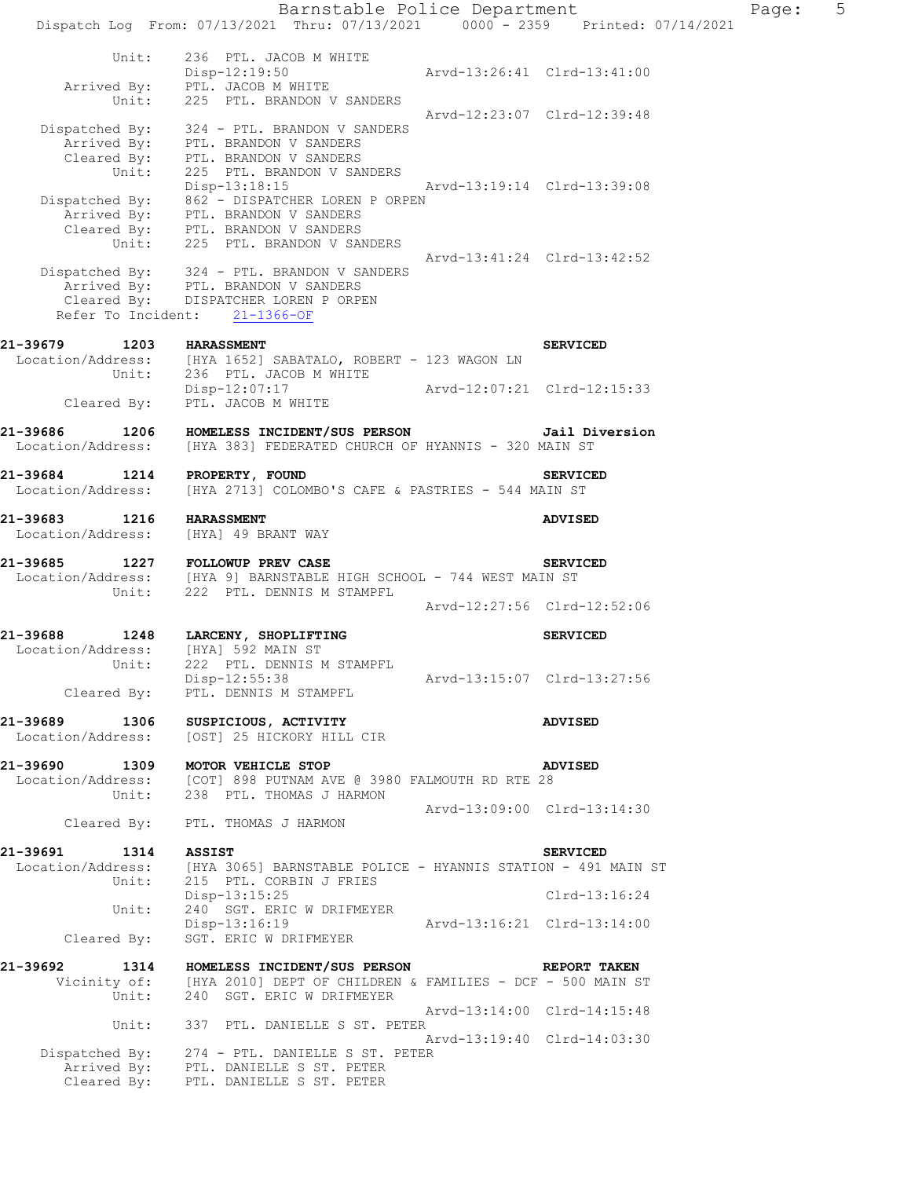```
          Unit:     236  PTL. JACOB M WHITE
                    Disp-12:19:50                 Arvd-13:26:41  Clrd-13:41:00
     Arrived By:    PTL. JACOB M WHITE
          Unit:     225  PTL. BRANDON V SANDERS
                                                  Arvd-12:23:07  Clrd-12:39:48
  Dispatched By:    324 - PTL. BRANDON V SANDERS
     Arrived By:    PTL. BRANDON V SANDERS
     Cleared By:    PTL. BRANDON V SANDERS
          Unit:     225  PTL. BRANDON V SANDERS
                    Disp-13:18:15                 Arvd-13:19:14  Clrd-13:39:08
  Dispatched By:    862 - DISPATCHER LOREN P ORPEN
     Arrived By:    PTL. BRANDON V SANDERS
     Cleared By:    PTL. BRANDON V SANDERS
          Unit:     225  PTL. BRANDON V SANDERS
                                                  Arvd-13:41:24  Clrd-13:42:52
  Dispatched By:    324 - PTL. BRANDON V SANDERS
     Arrived By:    PTL. BRANDON V SANDERS
     Cleared By:    DISPATCHER LOREN P ORPEN
  Refer To Incident:    21-1366-OF

21-39679      1203    HARASSMENT                                    SERVICED
 Location/Address:    [HYA 1652] SABATALO, ROBERT - 123 WAGON LN
          Unit:     236  PTL. JACOB M WHITE
                    Disp-12:07:17                 Arvd-12:07:21  Clrd-12:15:33
     Cleared By:    PTL. JACOB M WHITE

21-39686      1206    HOMELESS INCIDENT/SUS PERSON                  Jail Diversion
 Location/Address:    [HYA 383] FEDERATED CHURCH OF HYANNIS - 320 MAIN ST

21-39684      1214    PROPERTY, FOUND                               SERVICED
 Location/Address:    [HYA 2713] COLOMBO'S CAFE & PASTRIES - 544 MAIN ST

21-39683      1216    HARASSMENT                                    ADVISED
 Location/Address:    [HYA] 49 BRANT WAY

21-39685      1227    FOLLOWUP PREV CASE                            SERVICED
 Location/Address:    [HYA 9] BARNSTABLE HIGH SCHOOL - 744 WEST MAIN ST
          Unit:     222  PTL. DENNIS M STAMPFL
                                                  Arvd-12:27:56  Clrd-12:52:06

21-39688      1248    LARCENY, SHOPLIFTING                          SERVICED
 Location/Address:    [HYA] 592 MAIN ST
          Unit:     222  PTL. DENNIS M STAMPFL
                    Disp-12:55:38                 Arvd-13:15:07  Clrd-13:27:56
     Cleared By:    PTL. DENNIS M STAMPFL

21-39689      1306    SUSPICIOUS, ACTIVITY                          ADVISED
 Location/Address:    [OST] 25 HICKORY HILL CIR

21-39690      1309    MOTOR VEHICLE STOP                            ADVISED
 Location/Address:    [COT] 898 PUTNAM AVE @ 3980 FALMOUTH RD RTE 28
          Unit:     238  PTL. THOMAS J HARMON
                                                  Arvd-13:09:00  Clrd-13:14:30
     Cleared By:    PTL. THOMAS J HARMON

21-39691      1314    ASSIST                                        SERVICED
 Location/Address:    [HYA 3065] BARNSTABLE POLICE - HYANNIS STATION - 491 MAIN ST
          Unit:     215  PTL. CORBIN J FRIES
                    Disp-13:15:25                                Clrd-13:16:24
          Unit:     240  SGT. ERIC W DRIFMEYER
                    Disp-13:16:19                 Arvd-13:16:21  Clrd-13:14:00
     Cleared By:    SGT. ERIC W DRIFMEYER

21-39692      1314    HOMELESS INCIDENT/SUS PERSON                  REPORT TAKEN
    Vicinity of:    [HYA 2010] DEPT OF CHILDREN & FAMILIES - DCF - 500 MAIN ST
          Unit:     240  SGT. ERIC W DRIFMEYER
                                                  Arvd-13:14:00  Clrd-14:15:48
          Unit:     337  PTL. DANIELLE S ST. PETER
                                                  Arvd-13:19:40  Clrd-14:03:30
  Dispatched By:    274 - PTL. DANIELLE S ST. PETER
     Arrived By:    PTL. DANIELLE S ST. PETER
     Cleared By:    PTL. DANIELLE S ST. PETER
```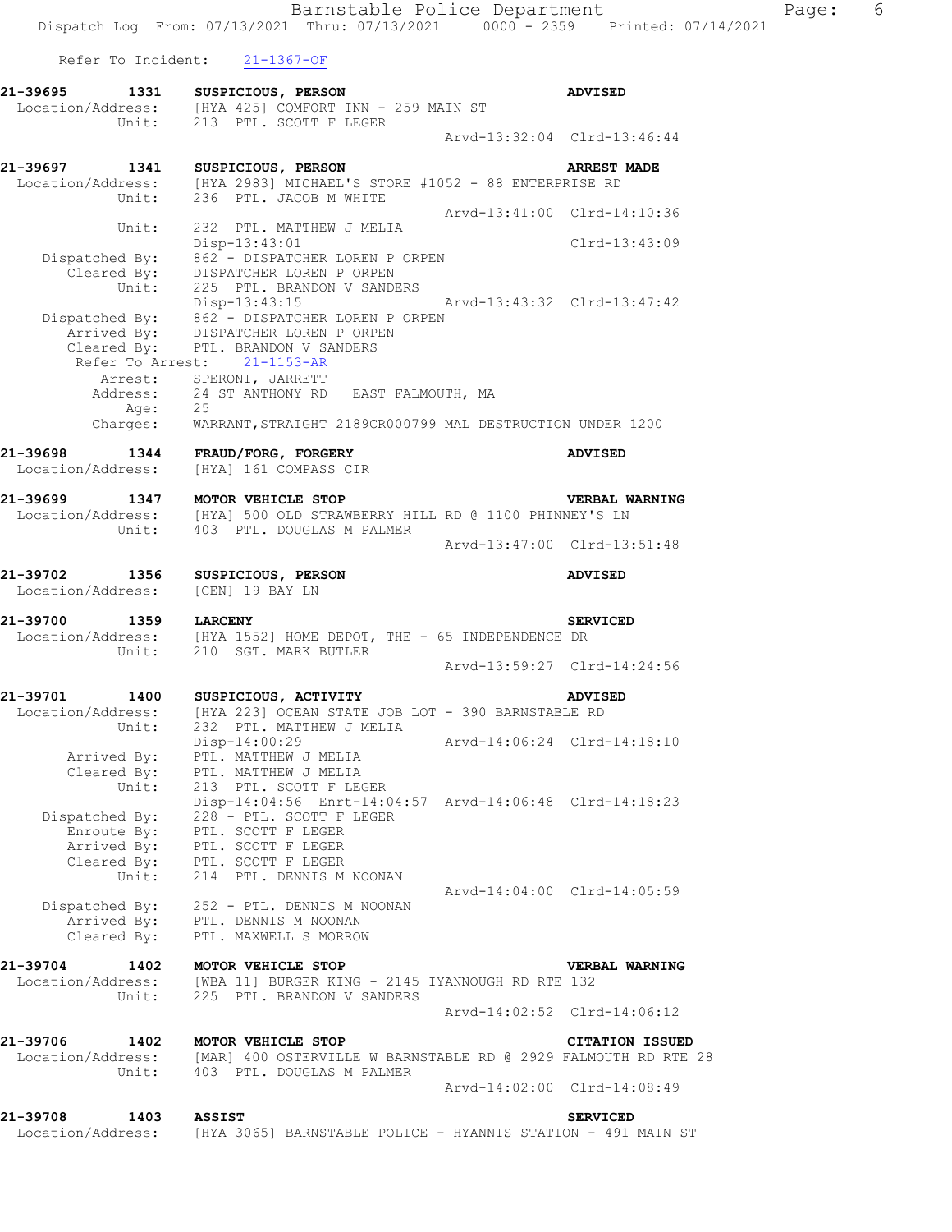Refer To Incident: 21-1367-OF

```
21-39695      1331    SUSPICIOUS, PERSON                              ADVISED
 Location/Address:    [HYA 425] COMFORT INN - 259 MAIN ST
            Unit:     213  PTL. SCOTT F LEGER
                                                  Arvd-13:32:04  Clrd-13:46:44

21-39697      1341    SUSPICIOUS, PERSON                              ARREST MADE
 Location/Address:    [HYA 2983] MICHAEL'S STORE #1052 - 88 ENTERPRISE RD
            Unit:     236  PTL. JACOB M WHITE
                                                  Arvd-13:41:00  Clrd-14:10:36
            Unit:     232  PTL. MATTHEW J MELIA
                      Disp-13:43:01                              Clrd-13:43:09
    Dispatched By:    862 - DISPATCHER LOREN P ORPEN
       Cleared By:    DISPATCHER LOREN P ORPEN
            Unit:     225  PTL. BRANDON V SANDERS
                      Disp-13:43:15               Arvd-13:43:32  Clrd-13:47:42
    Dispatched By:    862 - DISPATCHER LOREN P ORPEN
       Arrived By:    DISPATCHER LOREN P ORPEN
       Cleared By:    PTL. BRANDON V SANDERS
     Refer To Arrest:    21-1153-AR
          Arrest:     SPERONI, JARRETT
         Address:     24 ST ANTHONY RD   EAST FALMOUTH, MA
             Age:     25
         Charges:     WARRANT,STRAIGHT 2189CR000799 MAL DESTRUCTION UNDER 1200

21-39698      1344    FRAUD/FORG, FORGERY                             ADVISED
 Location/Address:    [HYA] 161 COMPASS CIR

21-39699      1347    MOTOR VEHICLE STOP                              VERBAL WARNING
 Location/Address:    [HYA] 500 OLD STRAWBERRY HILL RD @ 1100 PHINNEY'S LN
            Unit:     403  PTL. DOUGLAS M PALMER
                                                  Arvd-13:47:00  Clrd-13:51:48

21-39702      1356    SUSPICIOUS, PERSON                              ADVISED
 Location/Address:    [CEN] 19 BAY LN

21-39700      1359    LARCENY                                         SERVICED
 Location/Address:    [HYA 1552] HOME DEPOT, THE - 65 INDEPENDENCE DR
            Unit:     210  SGT. MARK BUTLER
                                                  Arvd-13:59:27  Clrd-14:24:56

21-39701      1400    SUSPICIOUS, ACTIVITY                            ADVISED
 Location/Address:    [HYA 223] OCEAN STATE JOB LOT - 390 BARNSTABLE RD
            Unit:     232  PTL. MATTHEW J MELIA
                      Disp-14:00:29               Arvd-14:06:24  Clrd-14:18:10
       Arrived By:    PTL. MATTHEW J MELIA
       Cleared By:    PTL. MATTHEW J MELIA
            Unit:     213  PTL. SCOTT F LEGER
                      Disp-14:04:56  Enrt-14:04:57  Arvd-14:06:48  Clrd-14:18:23
    Dispatched By:    228 - PTL. SCOTT F LEGER
       Enroute By:    PTL. SCOTT F LEGER
       Arrived By:    PTL. SCOTT F LEGER
       Cleared By:    PTL. SCOTT F LEGER
            Unit:     214  PTL. DENNIS M NOONAN
                                                  Arvd-14:04:00  Clrd-14:05:59
    Dispatched By:    252 - PTL. DENNIS M NOONAN
       Arrived By:    PTL. DENNIS M NOONAN
       Cleared By:    PTL. MAXWELL S MORROW

21-39704      1402    MOTOR VEHICLE STOP                              VERBAL WARNING
 Location/Address:    [WBA 11] BURGER KING - 2145 IYANNOUGH RD RTE 132
            Unit:     225  PTL. BRANDON V SANDERS
                                                  Arvd-14:02:52  Clrd-14:06:12

21-39706      1402    MOTOR VEHICLE STOP                              CITATION ISSUED
 Location/Address:    [MAR] 400 OSTERVILLE W BARNSTABLE RD @ 2929 FALMOUTH RD RTE 28
            Unit:     403  PTL. DOUGLAS M PALMER
                                                  Arvd-14:02:00  Clrd-14:08:49

21-39708      1403    ASSIST                                          SERVICED
 Location/Address:    [HYA 3065] BARNSTABLE POLICE - HYANNIS STATION - 491 MAIN ST
```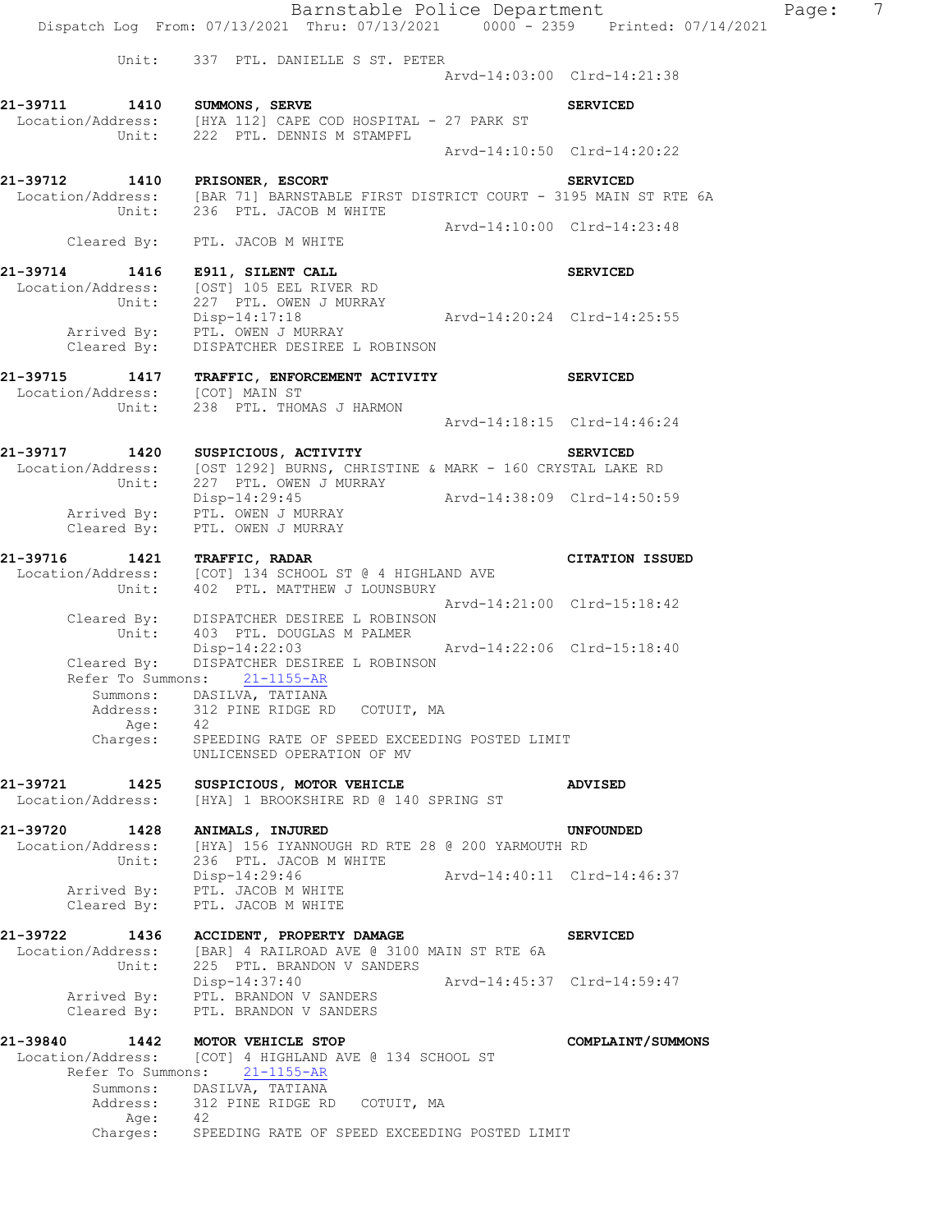```
        Unit:     337  PTL. DANIELLE S ST. PETER
                                              Arvd-14:03:00  Clrd-14:21:38

21-39711       1410    SUMMONS, SERVE                                   SERVICED
 Location/Address:     [HYA 112] CAPE COD HOSPITAL - 27 PARK ST
            Unit:      222  PTL. DENNIS M STAMPFL
                                              Arvd-14:10:50  Clrd-14:20:22

21-39712       1410    PRISONER, ESCORT                                 SERVICED
 Location/Address:     [BAR 71] BARNSTABLE FIRST DISTRICT COURT - 3195 MAIN ST RTE 6A
            Unit:      236  PTL. JACOB M WHITE
                                              Arvd-14:10:00  Clrd-14:23:48
       Cleared By:     PTL. JACOB M WHITE

21-39714       1416    E911, SILENT CALL                                SERVICED
 Location/Address:     [OST] 105 EEL RIVER RD
            Unit:      227  PTL. OWEN J MURRAY
                       Disp-14:17:18          Arvd-14:20:24  Clrd-14:25:55
       Arrived By:     PTL. OWEN J MURRAY
       Cleared By:     DISPATCHER DESIREE L ROBINSON

21-39715       1417    TRAFFIC, ENFORCEMENT ACTIVITY                    SERVICED
 Location/Address:     [COT] MAIN ST
            Unit:      238  PTL. THOMAS J HARMON
                                              Arvd-14:18:15  Clrd-14:46:24

21-39717       1420    SUSPICIOUS, ACTIVITY                             SERVICED
 Location/Address:     [OST 1292] BURNS, CHRISTINE & MARK - 160 CRYSTAL LAKE RD
            Unit:      227  PTL. OWEN J MURRAY
                       Disp-14:29:45          Arvd-14:38:09  Clrd-14:50:59
       Arrived By:     PTL. OWEN J MURRAY
       Cleared By:     PTL. OWEN J MURRAY

21-39716       1421    TRAFFIC, RADAR                                   CITATION ISSUED
 Location/Address:     [COT] 134 SCHOOL ST @ 4 HIGHLAND AVE
            Unit:      402  PTL. MATTHEW J LOUNSBURY
                                              Arvd-14:21:00  Clrd-15:18:42
       Cleared By:     DISPATCHER DESIREE L ROBINSON
            Unit:      403  PTL. DOUGLAS M PALMER
                       Disp-14:22:03          Arvd-14:22:06  Clrd-15:18:40
       Cleared By:     DISPATCHER DESIREE L ROBINSON
       Refer To Summons:    21-1155-AR
          Summons:     DASILVA, TATIANA
          Address:     312 PINE RIDGE RD   COTUIT, MA
              Age:     42
          Charges:     SPEEDING RATE OF SPEED EXCEEDING POSTED LIMIT
                       UNLICENSED OPERATION OF MV

21-39721       1425    SUSPICIOUS, MOTOR VEHICLE                        ADVISED
 Location/Address:     [HYA] 1 BROOKSHIRE RD @ 140 SPRING ST

21-39720       1428    ANIMALS, INJURED                                 UNFOUNDED
 Location/Address:     [HYA] 156 IYANNOUGH RD RTE 28 @ 200 YARMOUTH RD
            Unit:      236  PTL. JACOB M WHITE
                       Disp-14:29:46          Arvd-14:40:11  Clrd-14:46:37
       Arrived By:     PTL. JACOB M WHITE
       Cleared By:     PTL. JACOB M WHITE

21-39722       1436    ACCIDENT, PROPERTY DAMAGE                        SERVICED
 Location/Address:     [BAR] 4 RAILROAD AVE @ 3100 MAIN ST RTE 6A
            Unit:      225  PTL. BRANDON V SANDERS
                       Disp-14:37:40          Arvd-14:45:37  Clrd-14:59:47
       Arrived By:     PTL. BRANDON V SANDERS
       Cleared By:     PTL. BRANDON V SANDERS

21-39840       1442    MOTOR VEHICLE STOP                               COMPLAINT/SUMMONS
 Location/Address:     [COT] 4 HIGHLAND AVE @ 134 SCHOOL ST
       Refer To Summons:    21-1155-AR
          Summons:     DASILVA, TATIANA
          Address:     312 PINE RIDGE RD   COTUIT, MA
              Age:     42
          Charges:     SPEEDING RATE OF SPEED EXCEEDING POSTED LIMIT
```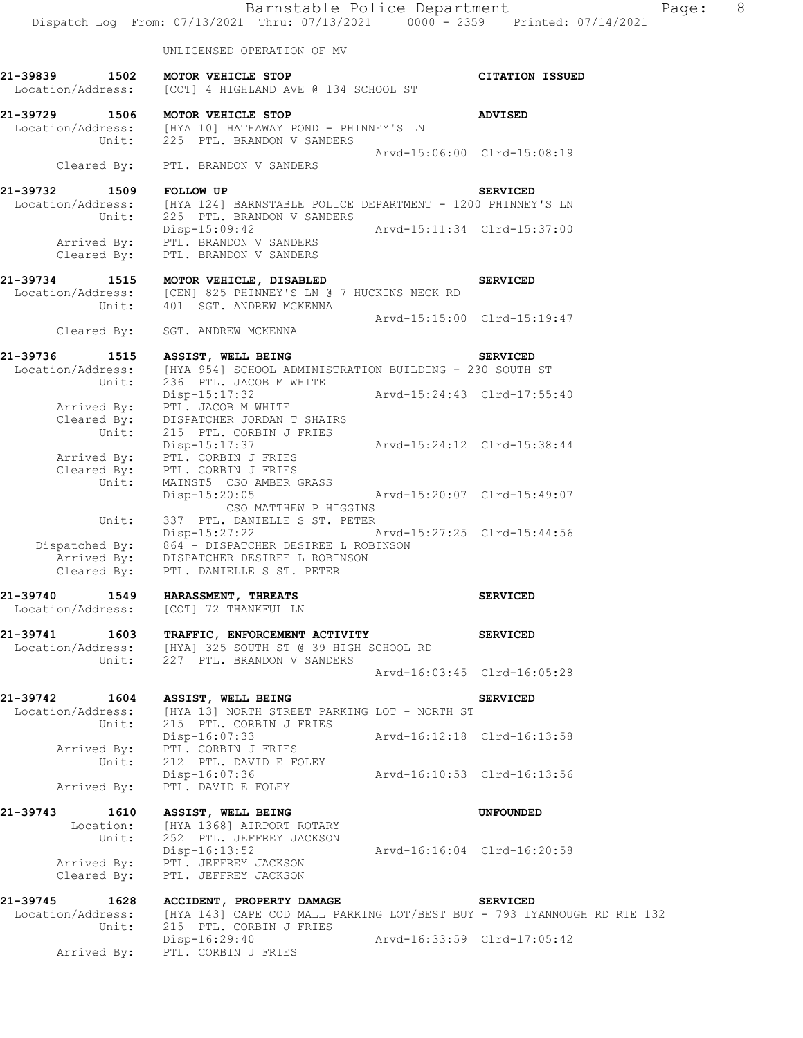UNLICENSED OPERATION OF MV

**21-39839 1502 MOTOR VEHICLE STOP** — **CITATION ISSUED**
Location/Address: [COT] 4 HIGHLAND AVE @ 134 SCHOOL ST

**21-39729 1506 MOTOR VEHICLE STOP** — **ADVISED**
Location/Address: [HYA 10] HATHAWAY POND - PHINNEY'S LN
Unit: 225 PTL. BRANDON V SANDERS
Arvd-15:06:00 Clrd-15:08:19
Cleared By: PTL. BRANDON V SANDERS

**21-39732 1509 FOLLOW UP** — **SERVICED**
Location/Address: [HYA 124] BARNSTABLE POLICE DEPARTMENT - 1200 PHINNEY'S LN
Unit: 225 PTL. BRANDON V SANDERS
Disp-15:09:42 Arvd-15:11:34 Clrd-15:37:00
Arrived By: PTL. BRANDON V SANDERS
Cleared By: PTL. BRANDON V SANDERS

**21-39734 1515 MOTOR VEHICLE, DISABLED** — **SERVICED**
Location/Address: [CEN] 825 PHINNEY'S LN @ 7 HUCKINS NECK RD
Unit: 401 SGT. ANDREW MCKENNA
Arvd-15:15:00 Clrd-15:19:47
Cleared By: SGT. ANDREW MCKENNA

**21-39736 1515 ASSIST, WELL BEING** — **SERVICED**
Location/Address: [HYA 954] SCHOOL ADMINISTRATION BUILDING - 230 SOUTH ST
Unit: 236 PTL. JACOB M WHITE
Disp-15:17:32 Arvd-15:24:43 Clrd-17:55:40
Arrived By: PTL. JACOB M WHITE
Cleared By: DISPATCHER JORDAN T SHAIRS
Unit: 215 PTL. CORBIN J FRIES
Disp-15:17:37 Arvd-15:24:12 Clrd-15:38:44
Arrived By: PTL. CORBIN J FRIES
Cleared By: PTL. CORBIN J FRIES
Unit: MAINST5 CSO AMBER GRASS
Disp-15:20:05 Arvd-15:20:07 Clrd-15:49:07
CSO MATTHEW P HIGGINS
Unit: 337 PTL. DANIELLE S ST. PETER
Disp-15:27:22 Arvd-15:27:25 Clrd-15:44:56
Dispatched By: 864 - DISPATCHER DESIREE L ROBINSON
Arrived By: DISPATCHER DESIREE L ROBINSON
Cleared By: PTL. DANIELLE S ST. PETER

**21-39740 1549 HARASSMENT, THREATS** — **SERVICED**
Location/Address: [COT] 72 THANKFUL LN

**21-39741 1603 TRAFFIC, ENFORCEMENT ACTIVITY** — **SERVICED**
Location/Address: [HYA] 325 SOUTH ST @ 39 HIGH SCHOOL RD
Unit: 227 PTL. BRANDON V SANDERS
Arvd-16:03:45 Clrd-16:05:28

**21-39742 1604 ASSIST, WELL BEING** — **SERVICED**
Location/Address: [HYA 13] NORTH STREET PARKING LOT - NORTH ST
Unit: 215 PTL. CORBIN J FRIES
Disp-16:07:33 Arvd-16:12:18 Clrd-16:13:58
Arrived By: PTL. CORBIN J FRIES
Unit: 212 PTL. DAVID E FOLEY
Disp-16:07:36 Arvd-16:10:53 Clrd-16:13:56
Arrived By: PTL. DAVID E FOLEY

**21-39743 1610 ASSIST, WELL BEING** — **UNFOUNDED**
Location: [HYA 1368] AIRPORT ROTARY
Unit: 252 PTL. JEFFREY JACKSON
Disp-16:13:52 Arvd-16:16:04 Clrd-16:20:58
Arrived By: PTL. JEFFREY JACKSON
Cleared By: PTL. JEFFREY JACKSON

**21-39745 1628 ACCIDENT, PROPERTY DAMAGE** — **SERVICED**
Location/Address: [HYA 143] CAPE COD MALL PARKING LOT/BEST BUY - 793 IYANNOUGH RD RTE 132
Unit: 215 PTL. CORBIN J FRIES
Disp-16:29:40 Arvd-16:33:59 Clrd-17:05:42
Arrived By: PTL. CORBIN J FRIES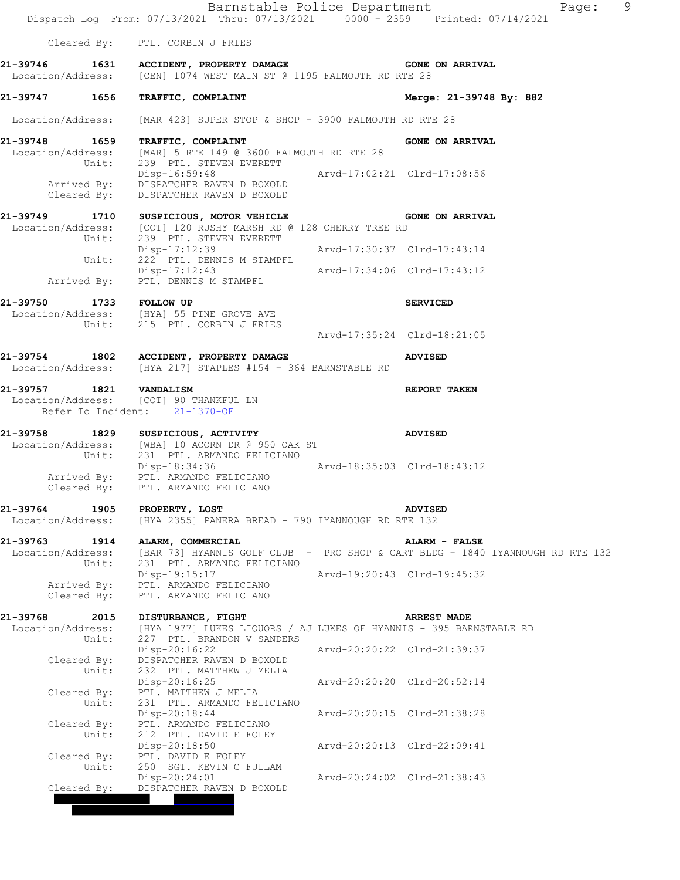Cleared By: PTL. CORBIN J FRIES

**21-39746 1631 ACCIDENT, PROPERTY DAMAGE** — **GONE ON ARRIVAL**
Location/Address: [CEN] 1074 WEST MAIN ST @ 1195 FALMOUTH RD RTE 28

**21-39747 1656 TRAFFIC, COMPLAINT** — **Merge: 21-39748 By: 882**

Location/Address: [MAR 423] SUPER STOP & SHOP - 3900 FALMOUTH RD RTE 28

**21-39748 1659 TRAFFIC, COMPLAINT** — **GONE ON ARRIVAL**
Location/Address: [MAR] 5 RTE 149 @ 3600 FALMOUTH RD RTE 28
Unit: 239 PTL. STEVEN EVERETT
Disp-16:59:48 Arvd-17:02:21 Clrd-17:08:56
Arrived By: DISPATCHER RAVEN D BOXOLD
Cleared By: DISPATCHER RAVEN D BOXOLD

**21-39749 1710 SUSPICIOUS, MOTOR VEHICLE** — **GONE ON ARRIVAL**
Location/Address: [COT] 120 RUSHY MARSH RD @ 128 CHERRY TREE RD
Unit: 239 PTL. STEVEN EVERETT
Disp-17:12:39 Arvd-17:30:37 Clrd-17:43:14
Unit: 222 PTL. DENNIS M STAMPFL
Disp-17:12:43 Arvd-17:34:06 Clrd-17:43:12
Arrived By: PTL. DENNIS M STAMPFL

**21-39750 1733 FOLLOW UP** — **SERVICED**
Location/Address: [HYA] 55 PINE GROVE AVE
Unit: 215 PTL. CORBIN J FRIES
Arvd-17:35:24 Clrd-18:21:05

**21-39754 1802 ACCIDENT, PROPERTY DAMAGE** — **ADVISED**
Location/Address: [HYA 217] STAPLES #154 - 364 BARNSTABLE RD

**21-39757 1821 VANDALISM** — **REPORT TAKEN**
Location/Address: [COT] 90 THANKFUL LN
Refer To Incident: 21-1370-OF

**21-39758 1829 SUSPICIOUS, ACTIVITY** — **ADVISED**
Location/Address: [WBA] 10 ACORN DR @ 950 OAK ST
Unit: 231 PTL. ARMANDO FELICIANO
Disp-18:34:36 Arvd-18:35:03 Clrd-18:43:12
Arrived By: PTL. ARMANDO FELICIANO
Cleared By: PTL. ARMANDO FELICIANO

**21-39764 1905 PROPERTY, LOST** — **ADVISED**
Location/Address: [HYA 2355] PANERA BREAD - 790 IYANNOUGH RD RTE 132

**21-39763 1914 ALARM, COMMERCIAL** — **ALARM - FALSE**
Location/Address: [BAR 73] HYANNIS GOLF CLUB - PRO SHOP & CART BLDG - 1840 IYANNOUGH RD RTE 132
Unit: 231 PTL. ARMANDO FELICIANO
Disp-19:15:17 Arvd-19:20:43 Clrd-19:45:32
Arrived By: PTL. ARMANDO FELICIANO
Cleared By: PTL. ARMANDO FELICIANO

**21-39768 2015 DISTURBANCE, FIGHT** — **ARREST MADE**
Location/Address: [HYA 1977] LUKES LIQUORS / AJ LUKES OF HYANNIS - 395 BARNSTABLE RD
Unit: 227 PTL. BRANDON V SANDERS
Disp-20:16:22 Arvd-20:20:22 Clrd-21:39:37
Cleared By: DISPATCHER RAVEN D BOXOLD
Unit: 232 PTL. MATTHEW J MELIA
Disp-20:16:25 Arvd-20:20:20 Clrd-20:52:14
Cleared By: PTL. MATTHEW J MELIA
Unit: 231 PTL. ARMANDO FELICIANO
Disp-20:18:44 Arvd-20:20:15 Clrd-21:38:28
Cleared By: PTL. ARMANDO FELICIANO
Unit: 212 PTL. DAVID E FOLEY
Disp-20:18:50 Arvd-20:20:13 Clrd-22:09:41
Cleared By: PTL. DAVID E FOLEY
Unit: 250 SGT. KEVIN C FULLAM
Disp-20:24:01 Arvd-20:24:02 Clrd-21:38:43
Cleared By: DISPATCHER RAVEN D BOXOLD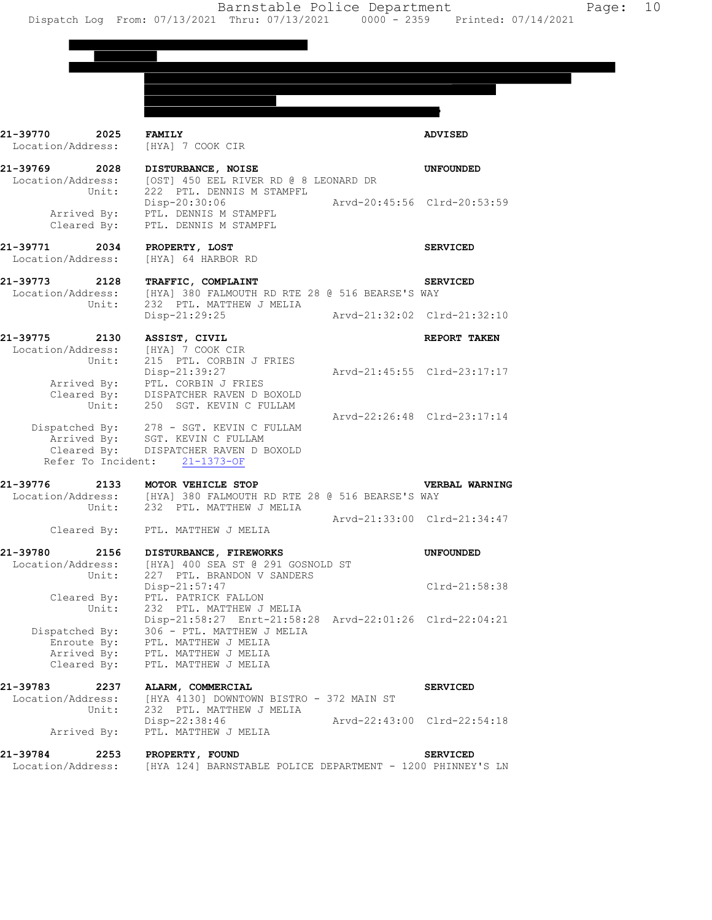**21-39770 2025 FAMILY** **ADVISED**
Location/Address: [HYA] 7 COOK CIR

**21-39769 2028 DISTURBANCE, NOISE** **UNFOUNDED**
Location/Address: [OST] 450 EEL RIVER RD @ 8 LEONARD DR
Unit: 222 PTL. DENNIS M STAMPFL
Disp-20:30:06 Arvd-20:45:56 Clrd-20:53:59
Arrived By: PTL. DENNIS M STAMPFL
Cleared By: PTL. DENNIS M STAMPFL

**21-39771 2034 PROPERTY, LOST** **SERVICED**
Location/Address: [HYA] 64 HARBOR RD

**21-39773 2128 TRAFFIC, COMPLAINT** **SERVICED**
Location/Address: [HYA] 380 FALMOUTH RD RTE 28 @ 516 BEARSE'S WAY
Unit: 232 PTL. MATTHEW J MELIA
Disp-21:29:25 Arvd-21:32:02 Clrd-21:32:10

**21-39775 2130 ASSIST, CIVIL** **REPORT TAKEN**
Location/Address: [HYA] 7 COOK CIR
Unit: 215 PTL. CORBIN J FRIES
Disp-21:39:27 Arvd-21:45:55 Clrd-23:17:17
Arrived By: PTL. CORBIN J FRIES
Cleared By: DISPATCHER RAVEN D BOXOLD
Unit: 250 SGT. KEVIN C FULLAM
Arvd-22:26:48 Clrd-23:17:14
Dispatched By: 278 - SGT. KEVIN C FULLAM
Arrived By: SGT. KEVIN C FULLAM
Cleared By: DISPATCHER RAVEN D BOXOLD
Refer To Incident: 21-1373-OF

**21-39776 2133 MOTOR VEHICLE STOP** **VERBAL WARNING**
Location/Address: [HYA] 380 FALMOUTH RD RTE 28 @ 516 BEARSE'S WAY
Unit: 232 PTL. MATTHEW J MELIA
Arvd-21:33:00 Clrd-21:34:47
Cleared By: PTL. MATTHEW J MELIA

**21-39780 2156 DISTURBANCE, FIREWORKS** **UNFOUNDED**
Location/Address: [HYA] 400 SEA ST @ 291 GOSNOLD ST
Unit: 227 PTL. BRANDON V SANDERS
Disp-21:57:47 Clrd-21:58:38
Cleared By: PTL. PATRICK FALLON
Unit: 232 PTL. MATTHEW J MELIA
Disp-21:58:27 Enrt-21:58:28 Arvd-22:01:26 Clrd-22:04:21
Dispatched By: 306 - PTL. MATTHEW J MELIA
Enroute By: PTL. MATTHEW J MELIA
Arrived By: PTL. MATTHEW J MELIA
Cleared By: PTL. MATTHEW J MELIA

**21-39783 2237 ALARM, COMMERCIAL** **SERVICED**
Location/Address: [HYA 4130] DOWNTOWN BISTRO - 372 MAIN ST
Unit: 232 PTL. MATTHEW J MELIA
Disp-22:38:46 Arvd-22:43:00 Clrd-22:54:18
Arrived By: PTL. MATTHEW J MELIA

**21-39784 2253 PROPERTY, FOUND** **SERVICED**
Location/Address: [HYA 124] BARNSTABLE POLICE DEPARTMENT - 1200 PHINNEY'S LN